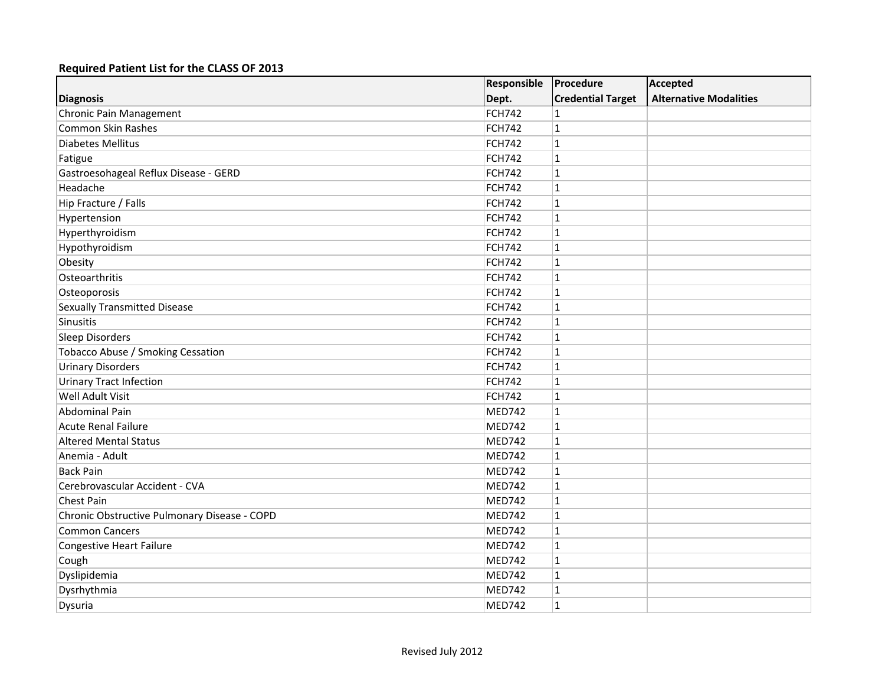**Required Patient List for the CLASS OF 2013**

| Diagnosis | Responsible Dept. | Procedure Credential Target | Accepted Alternative Modalities |
|---|---|---|---|
| Chronic Pain Management | FCH742 | 1 | |
| Common Skin Rashes | FCH742 | 1 | |
| Diabetes Mellitus | FCH742 | 1 | |
| Fatigue | FCH742 | 1 | |
| Gastroesohageal Reflux Disease - GERD | FCH742 | 1 | |
| Headache | FCH742 | 1 | |
| Hip Fracture / Falls | FCH742 | 1 | |
| Hypertension | FCH742 | 1 | |
| Hyperthyroidism | FCH742 | 1 | |
| Hypothyroidism | FCH742 | 1 | |
| Obesity | FCH742 | 1 | |
| Osteoarthritis | FCH742 | 1 | |
| Osteoporosis | FCH742 | 1 | |
| Sexually Transmitted Disease | FCH742 | 1 | |
| Sinusitis | FCH742 | 1 | |
| Sleep Disorders | FCH742 | 1 | |
| Tobacco Abuse / Smoking Cessation | FCH742 | 1 | |
| Urinary Disorders | FCH742 | 1 | |
| Urinary Tract Infection | FCH742 | 1 | |
| Well Adult Visit | FCH742 | 1 | |
| Abdominal Pain | MED742 | 1 | |
| Acute Renal Failure | MED742 | 1 | |
| Altered Mental Status | MED742 | 1 | |
| Anemia - Adult | MED742 | 1 | |
| Back Pain | MED742 | 1 | |
| Cerebrovascular Accident - CVA | MED742 | 1 | |
| Chest Pain | MED742 | 1 | |
| Chronic Obstructive Pulmonary Disease - COPD | MED742 | 1 | |
| Common Cancers | MED742 | 1 | |
| Congestive Heart Failure | MED742 | 1 | |
| Cough | MED742 | 1 | |
| Dyslipidemia | MED742 | 1 | |
| Dysrhythmia | MED742 | 1 | |
| Dysuria | MED742 | 1 | |

Revised July 2012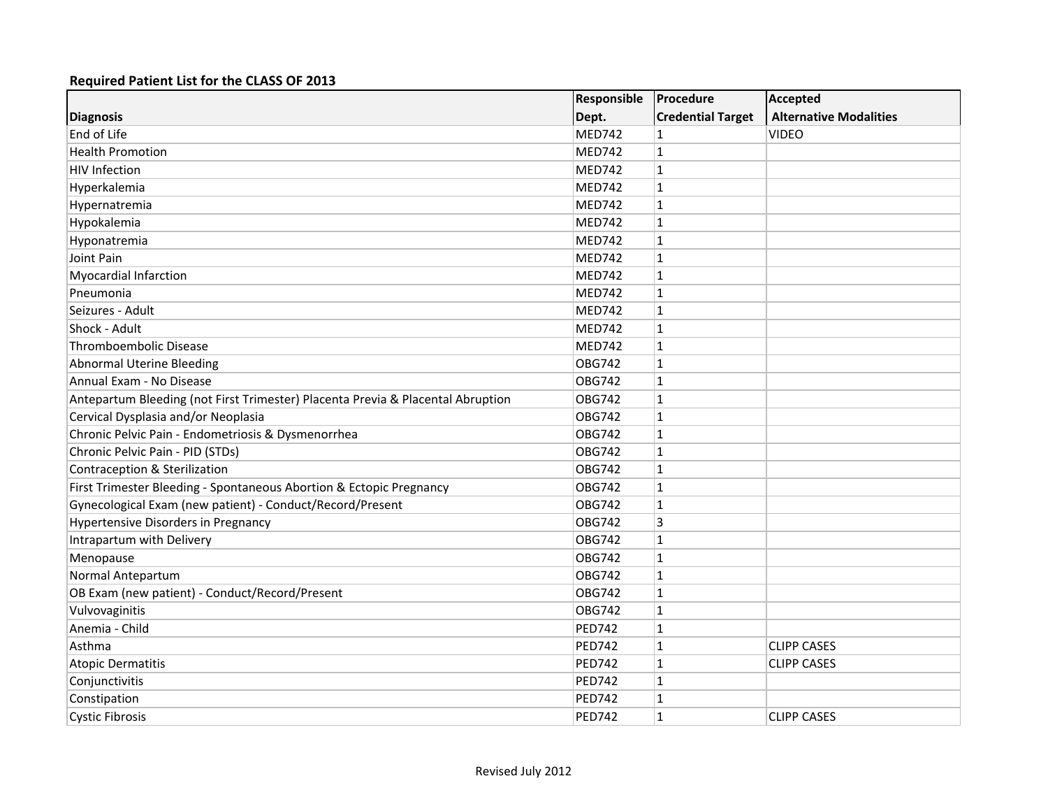**Required Patient List for the CLASS OF 2013**

| Diagnosis | Responsible Dept. | Procedure Credential Target | Accepted Alternative Modalities |
|---|---|---|---|
| End of Life | MED742 | 1 | VIDEO |
| Health Promotion | MED742 | 1 | |
| HIV Infection | MED742 | 1 | |
| Hyperkalemia | MED742 | 1 | |
| Hypernatremia | MED742 | 1 | |
| Hypokalemia | MED742 | 1 | |
| Hyponatremia | MED742 | 1 | |
| Joint Pain | MED742 | 1 | |
| Myocardial Infarction | MED742 | 1 | |
| Pneumonia | MED742 | 1 | |
| Seizures - Adult | MED742 | 1 | |
| Shock - Adult | MED742 | 1 | |
| Thromboembolic Disease | MED742 | 1 | |
| Abnormal Uterine Bleeding | OBG742 | 1 | |
| Annual Exam - No Disease | OBG742 | 1 | |
| Antepartum Bleeding (not First Trimester) Placenta Previa & Placental Abruption | OBG742 | 1 | |
| Cervical Dysplasia and/or Neoplasia | OBG742 | 1 | |
| Chronic Pelvic Pain - Endometriosis & Dysmenorrhea | OBG742 | 1 | |
| Chronic Pelvic Pain - PID (STDs) | OBG742 | 1 | |
| Contraception & Sterilization | OBG742 | 1 | |
| First Trimester Bleeding - Spontaneous Abortion & Ectopic Pregnancy | OBG742 | 1 | |
| Gynecological Exam (new patient) - Conduct/Record/Present | OBG742 | 1 | |
| Hypertensive Disorders in Pregnancy | OBG742 | 3 | |
| Intrapartum with Delivery | OBG742 | 1 | |
| Menopause | OBG742 | 1 | |
| Normal Antepartum | OBG742 | 1 | |
| OB Exam (new patient) - Conduct/Record/Present | OBG742 | 1 | |
| Vulvovaginitis | OBG742 | 1 | |
| Anemia - Child | PED742 | 1 | |
| Asthma | PED742 | 1 | CLIPP CASES |
| Atopic Dermatitis | PED742 | 1 | CLIPP CASES |
| Conjunctivitis | PED742 | 1 | |
| Constipation | PED742 | 1 | |
| Cystic Fibrosis | PED742 | 1 | CLIPP CASES |

Revised July 2012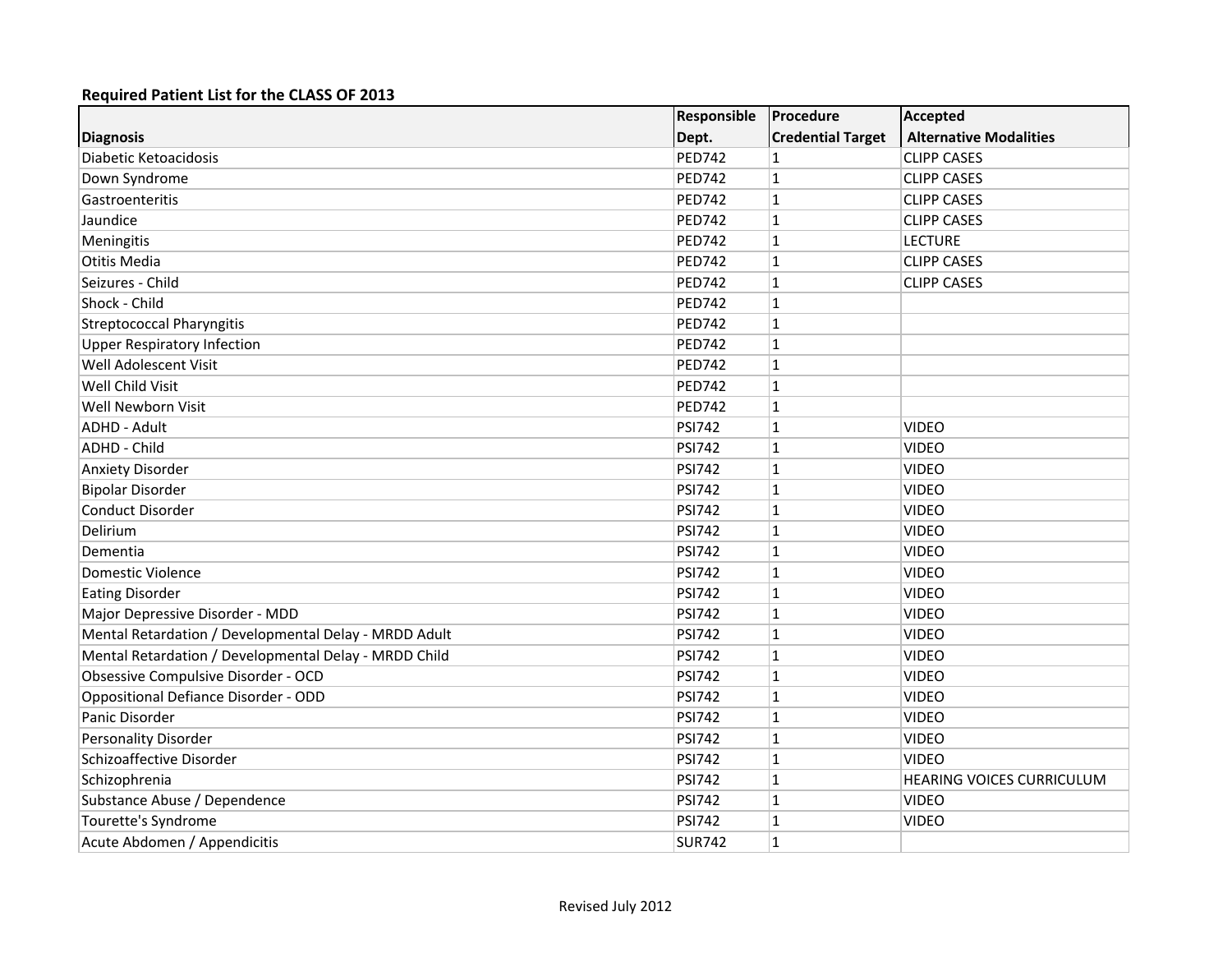**Required Patient List for the CLASS OF 2013**

| Diagnosis | Responsible Dept. | Procedure Credential Target | Accepted Alternative Modalities |
|---|---|---|---|
| Diabetic Ketoacidosis | PED742 | 1 | CLIPP CASES |
| Down Syndrome | PED742 | 1 | CLIPP CASES |
| Gastroenteritis | PED742 | 1 | CLIPP CASES |
| Jaundice | PED742 | 1 | CLIPP CASES |
| Meningitis | PED742 | 1 | LECTURE |
| Otitis Media | PED742 | 1 | CLIPP CASES |
| Seizures - Child | PED742 | 1 | CLIPP CASES |
| Shock - Child | PED742 | 1 | |
| Streptococcal Pharyngitis | PED742 | 1 | |
| Upper Respiratory Infection | PED742 | 1 | |
| Well Adolescent Visit | PED742 | 1 | |
| Well Child Visit | PED742 | 1 | |
| Well Newborn Visit | PED742 | 1 | |
| ADHD - Adult | PSI742 | 1 | VIDEO |
| ADHD - Child | PSI742 | 1 | VIDEO |
| Anxiety Disorder | PSI742 | 1 | VIDEO |
| Bipolar Disorder | PSI742 | 1 | VIDEO |
| Conduct Disorder | PSI742 | 1 | VIDEO |
| Delirium | PSI742 | 1 | VIDEO |
| Dementia | PSI742 | 1 | VIDEO |
| Domestic Violence | PSI742 | 1 | VIDEO |
| Eating Disorder | PSI742 | 1 | VIDEO |
| Major Depressive Disorder - MDD | PSI742 | 1 | VIDEO |
| Mental Retardation / Developmental Delay - MRDD Adult | PSI742 | 1 | VIDEO |
| Mental Retardation / Developmental Delay - MRDD Child | PSI742 | 1 | VIDEO |
| Obsessive Compulsive Disorder - OCD | PSI742 | 1 | VIDEO |
| Oppositional Defiance Disorder - ODD | PSI742 | 1 | VIDEO |
| Panic Disorder | PSI742 | 1 | VIDEO |
| Personality Disorder | PSI742 | 1 | VIDEO |
| Schizoaffective Disorder | PSI742 | 1 | VIDEO |
| Schizophrenia | PSI742 | 1 | HEARING VOICES CURRICULUM |
| Substance Abuse / Dependence | PSI742 | 1 | VIDEO |
| Tourette's Syndrome | PSI742 | 1 | VIDEO |
| Acute Abdomen / Appendicitis | SUR742 | 1 | |

Revised July 2012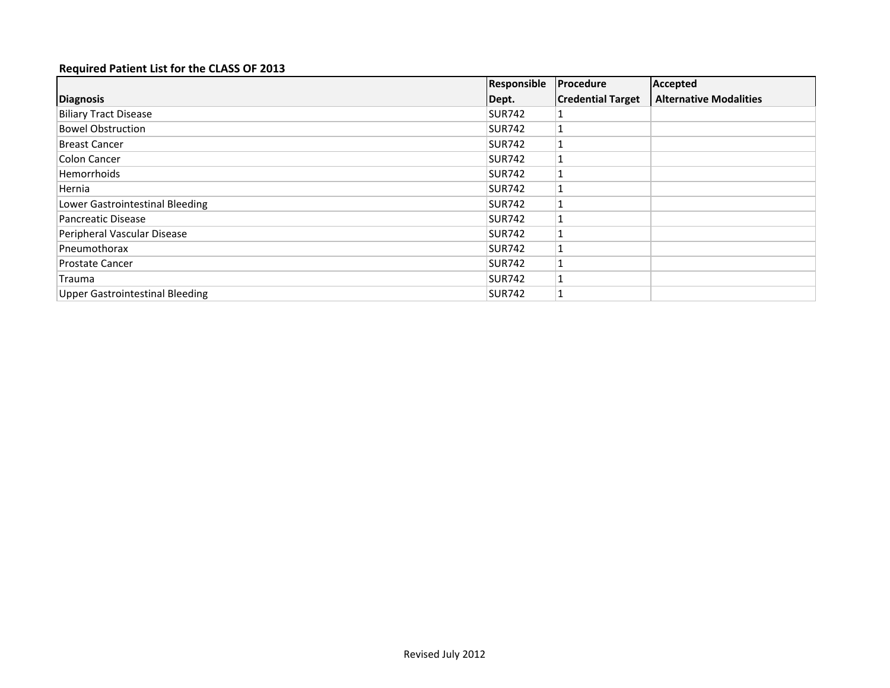**Required Patient List for the CLASS OF 2013**

| Diagnosis | Responsible Dept. | Procedure Credential Target | Accepted Alternative Modalities |
|---|---|---|---|
| Biliary Tract Disease | SUR742 | 1 | |
| Bowel Obstruction | SUR742 | 1 | |
| Breast Cancer | SUR742 | 1 | |
| Colon Cancer | SUR742 | 1 | |
| Hemorrhoids | SUR742 | 1 | |
| Hernia | SUR742 | 1 | |
| Lower Gastrointestinal Bleeding | SUR742 | 1 | |
| Pancreatic Disease | SUR742 | 1 | |
| Peripheral Vascular Disease | SUR742 | 1 | |
| Pneumothorax | SUR742 | 1 | |
| Prostate Cancer | SUR742 | 1 | |
| Trauma | SUR742 | 1 | |
| Upper Gastrointestinal Bleeding | SUR742 | 1 | |

Revised July 2012